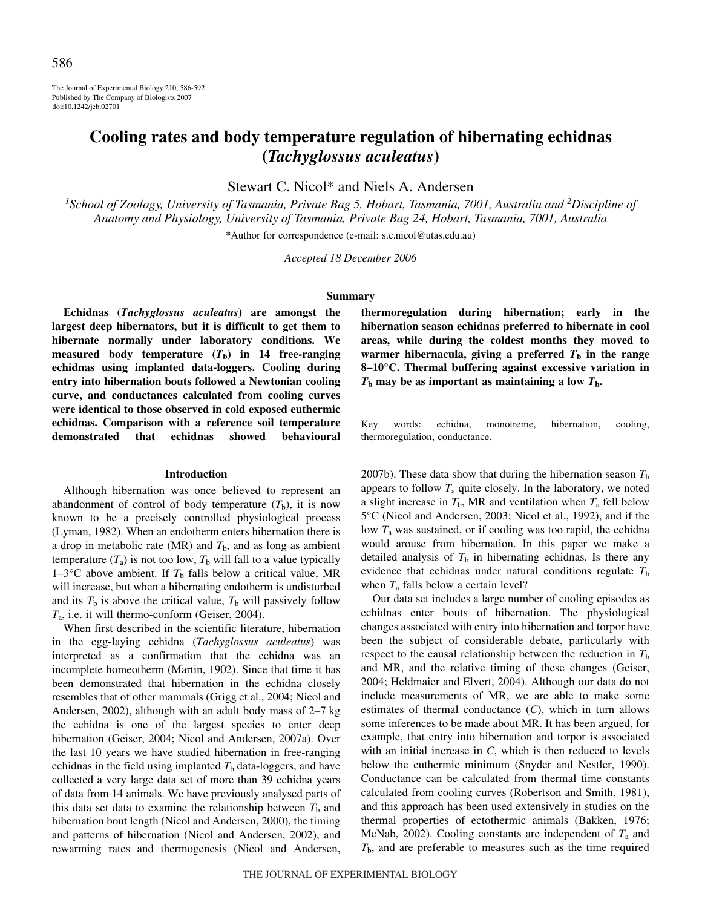# Cooling rates and body temperature regulation of hibernating echidnas (*Tachyglossus aculeatus*)

Stewart C. Nicol* and Niels A. Andersen

[1]*School of Zoology, University of Tasmania, Private Bag 5, Hobart, Tasmania, 7001, Australia and* [2]*Discipline of Anatomy and Physiology, University of Tasmania, Private Bag 24, Hobart, Tasmania, 7001, Australia*

*Author for correspondence (e-mail: s.c.nicol@utas.edu.au)

*Accepted 18 December 2006*

## Summary

**Echidnas (*Tachyglossus aculeatus*) are amongst the largest deep hibernators, but it is difficult to get them to hibernate normally under laboratory conditions. We measured body temperature ($T_b$) in 14 free-ranging echidnas using implanted data-loggers. Cooling during entry into hibernation bouts followed a Newtonian cooling curve, and conductances calculated from cooling curves were identical to those observed in cold exposed euthermic echidnas. Comparison with a reference soil temperature demonstrated that echidnas showed behavioural thermoregulation during hibernation; early in the hibernation season echidnas preferred to hibernate in cool areas, while during the coldest months they moved to warmer hibernacula, giving a preferred $T_b$ in the range 8–10°C. Thermal buffering against excessive variation in $T_b$ may be as important as maintaining a low $T_b$.**

Key words: echidna, monotreme, hibernation, cooling, thermoregulation, conductance.

## Introduction

Although hibernation was once believed to represent an abandonment of control of body temperature ($T_b$), it is now known to be a precisely controlled physiological process (Lyman, 1982). When an endotherm enters hibernation there is a drop in metabolic rate (MR) and $T_b$, and as long as ambient temperature ($T_a$) is not too low, $T_b$ will fall to a value typically 1–3°C above ambient. If $T_b$ falls below a critical value, MR will increase, but when a hibernating endotherm is undisturbed and its $T_b$ is above the critical value, $T_b$ will passively follow $T_a$, i.e. it will thermo-conform (Geiser, 2004).

When first described in the scientific literature, hibernation in the egg-laying echidna (*Tachyglossus aculeatus*) was interpreted as a confirmation that the echidna was an incomplete homeotherm (Martin, 1902). Since that time it has been demonstrated that hibernation in the echidna closely resembles that of other mammals (Grigg et al., 2004; Nicol and Andersen, 2002), although with an adult body mass of 2–7 kg the echidna is one of the largest species to enter deep hibernation (Geiser, 2004; Nicol and Andersen, 2007a). Over the last 10 years we have studied hibernation in free-ranging echidnas in the field using implanted $T_b$ data-loggers, and have collected a very large data set of more than 39 echidna years of data from 14 animals. We have previously analysed parts of this data set data to examine the relationship between $T_b$ and hibernation bout length (Nicol and Andersen, 2000), the timing and patterns of hibernation (Nicol and Andersen, 2002), and rewarming rates and thermogenesis (Nicol and Andersen, 2007b). These data show that during the hibernation season $T_b$ appears to follow $T_a$ quite closely. In the laboratory, we noted a slight increase in $T_b$, MR and ventilation when $T_a$ fell below 5°C (Nicol and Andersen, 2003; Nicol et al., 1992), and if the low $T_a$ was sustained, or if cooling was too rapid, the echidna would arouse from hibernation. In this paper we make a detailed analysis of $T_b$ in hibernating echidnas. Is there any evidence that echidnas under natural conditions regulate $T_b$ when $T_a$ falls below a certain level?

Our data set includes a large number of cooling episodes as echidnas enter bouts of hibernation. The physiological changes associated with entry into hibernation and torpor have been the subject of considerable debate, particularly with respect to the causal relationship between the reduction in $T_b$ and MR, and the relative timing of these changes (Geiser, 2004; Heldmaier and Elvert, 2004). Although our data do not include measurements of MR, we are able to make some estimates of thermal conductance ($C$), which in turn allows some inferences to be made about MR. It has been argued, for example, that entry into hibernation and torpor is associated with an initial increase in $C$, which is then reduced to levels below the euthermic minimum (Snyder and Nestler, 1990). Conductance can be calculated from thermal time constants calculated from cooling curves (Robertson and Smith, 1981), and this approach has been used extensively in studies on the thermal properties of ectothermic animals (Bakken, 1976; McNab, 2002). Cooling constants are independent of $T_a$ and $T_b$, and are preferable to measures such as the time required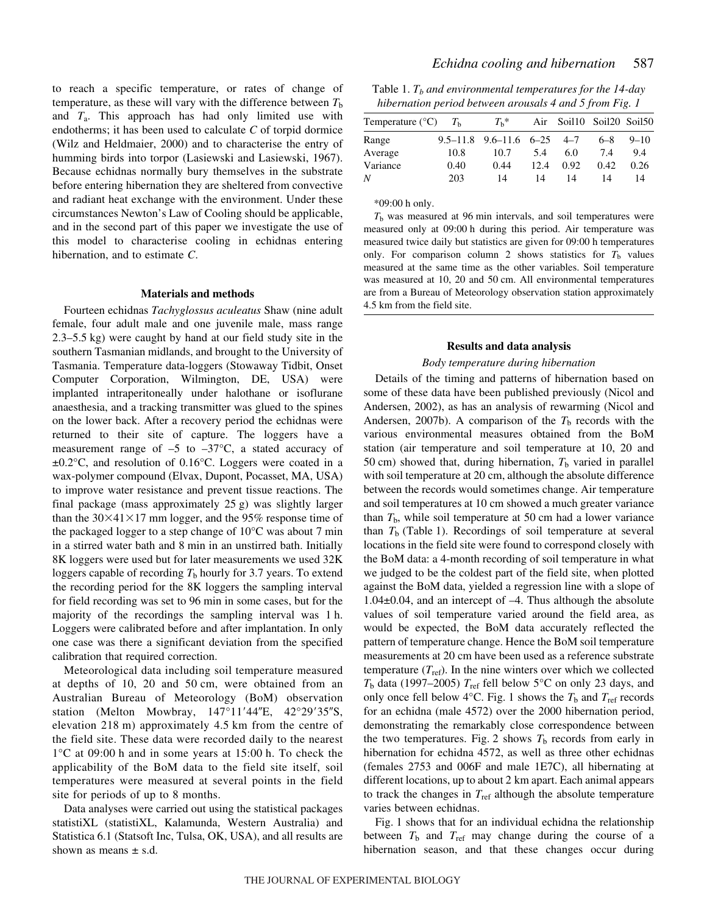to reach a specific temperature, or rates of change of temperature, as these will vary with the difference between $T_b$ and $T_a$. This approach has had only limited use with endotherms; it has been used to calculate $C$ of torpid dormice (Wilz and Heldmaier, 2000) and to characterise the entry of humming birds into torpor (Lasiewski and Lasiewski, 1967). Because echidnas normally bury themselves in the substrate before entering hibernation they are sheltered from convective and radiant heat exchange with the environment. Under these circumstances Newton's Law of Cooling should be applicable, and in the second part of this paper we investigate the use of this model to characterise cooling in echidnas entering hibernation, and to estimate $C$.

## Materials and methods

Fourteen echidnas *Tachyglossus aculeatus* Shaw (nine adult female, four adult male and one juvenile male, mass range 2.3–5.5 kg) were caught by hand at our field study site in the southern Tasmanian midlands, and brought to the University of Tasmania. Temperature data-loggers (Stowaway Tidbit, Onset Computer Corporation, Wilmington, DE, USA) were implanted intraperitoneally under halothane or isoflurane anaesthesia, and a tracking transmitter was glued to the spines on the lower back. After a recovery period the echidnas were returned to their site of capture. The loggers have a measurement range of –5 to –37°C, a stated accuracy of ±0.2°C, and resolution of 0.16°C. Loggers were coated in a wax-polymer compound (Elvax, Dupont, Pocasset, MA, USA) to improve water resistance and prevent tissue reactions. The final package (mass approximately 25 g) was slightly larger than the 30×41×17 mm logger, and the 95% response time of the packaged logger to a step change of 10°C was about 7 min in a stirred water bath and 8 min in an unstirred bath. Initially 8K loggers were used but for later measurements we used 32K loggers capable of recording $T_b$ hourly for 3.7 years. To extend the recording period for the 8K loggers the sampling interval for field recording was set to 96 min in some cases, but for the majority of the recordings the sampling interval was 1 h. Loggers were calibrated before and after implantation. In only one case was there a significant deviation from the specified calibration that required correction.

Meteorological data including soil temperature measured at depths of 10, 20 and 50 cm, were obtained from an Australian Bureau of Meteorology (BoM) observation station (Melton Mowbray, 147°11′44″E, 42°29′35″S, elevation 218 m) approximately 4.5 km from the centre of the field site. These data were recorded daily to the nearest 1°C at 09:00 h and in some years at 15:00 h. To check the applicability of the BoM data to the field site itself, soil temperatures were measured at several points in the field site for periods of up to 8 months.

Data analyses were carried out using the statistical packages statistiXL (statistiXL, Kalamunda, Western Australia) and Statistica 6.1 (Statsoft Inc, Tulsa, OK, USA), and all results are shown as means ± s.d.

Table 1. *$T_b$ and environmental temperatures for the 14-day hibernation period between arousals 4 and 5 from Fig. 1*

| Temperature (°C) | $T_b$ | $T_b$* | Air | Soil10 | Soil20 | Soil50 |
|---|---|---|---|---|---|---|
| Range | 9.5–11.8 | 9.6–11.6 | 6–25 | 4–7 | 6–8 | 9–10 |
| Average | 10.8 | 10.7 | 5.4 | 6.0 | 7.4 | 9.4 |
| Variance | 0.40 | 0.44 | 12.4 | 0.92 | 0.42 | 0.26 |
| $N$ | 203 | 14 | 14 | 14 | 14 | 14 |

*09:00 h only.

$T_b$ was measured at 96 min intervals, and soil temperatures were measured only at 09:00 h during this period. Air temperature was measured twice daily but statistics are given for 09:00 h temperatures only. For comparison column 2 shows statistics for $T_b$ values measured at the same time as the other variables. Soil temperature was measured at 10, 20 and 50 cm. All environmental temperatures are from a Bureau of Meteorology observation station approximately 4.5 km from the field site.

## Results and data analysis

### Body temperature during hibernation

Details of the timing and patterns of hibernation based on some of these data have been published previously (Nicol and Andersen, 2002), as has an analysis of rewarming (Nicol and Andersen, 2007b). A comparison of the $T_b$ records with the various environmental measures obtained from the BoM station (air temperature and soil temperature at 10, 20 and 50 cm) showed that, during hibernation, $T_b$ varied in parallel with soil temperature at 20 cm, although the absolute difference between the records would sometimes change. Air temperature and soil temperatures at 10 cm showed a much greater variance than $T_b$, while soil temperature at 50 cm had a lower variance than $T_b$ (Table 1). Recordings of soil temperature at several locations in the field site were found to correspond closely with the BoM data: a 4-month recording of soil temperature in what we judged to be the coldest part of the field site, when plotted against the BoM data, yielded a regression line with a slope of 1.04±0.04, and an intercept of –4. Thus although the absolute values of soil temperature varied around the field area, as would be expected, the BoM data accurately reflected the pattern of temperature change. Hence the BoM soil temperature measurements at 20 cm have been used as a reference substrate temperature ($T_{ref}$). In the nine winters over which we collected $T_b$ data (1997–2005) $T_{ref}$ fell below 5°C on only 23 days, and only once fell below 4°C. Fig. 1 shows the $T_b$ and $T_{ref}$ records for an echidna (male 4572) over the 2000 hibernation period, demonstrating the remarkably close correspondence between the two temperatures. Fig. 2 shows $T_b$ records from early in hibernation for echidna 4572, as well as three other echidnas (females 2753 and 006F and male 1E7C), all hibernating at different locations, up to about 2 km apart. Each animal appears to track the changes in $T_{ref}$ although the absolute temperature varies between echidnas.

Fig. 1 shows that for an individual echidna the relationship between $T_b$ and $T_{ref}$ may change during the course of a hibernation season, and that these changes occur during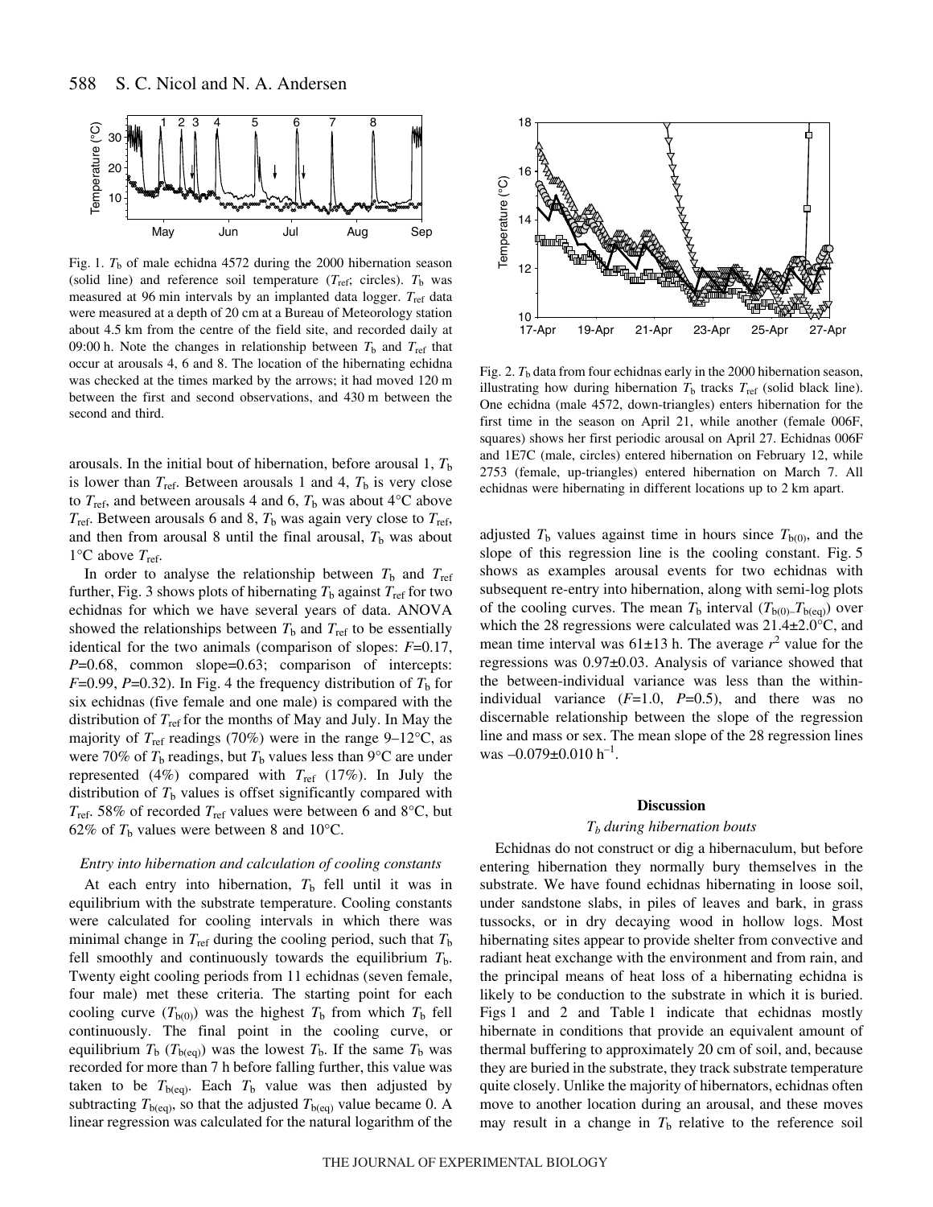Fig. 1. $T_b$ of male echidna 4572 during the 2000 hibernation season (solid line) and reference soil temperature ($T_{ref}$; circles). $T_b$ was measured at 96 min intervals by an implanted data logger. $T_{ref}$ data were measured at a depth of 20 cm at a Bureau of Meteorology station about 4.5 km from the centre of the field site, and recorded daily at 09:00 h. Note the changes in relationship between $T_b$ and $T_{ref}$ that occur at arousals 4, 6 and 8. The location of the hibernating echidna was checked at the times marked by the arrows; it had moved 120 m between the first and second observations, and 430 m between the second and third.

Fig. 2. $T_b$ data from four echidnas early in the 2000 hibernation season, illustrating how during hibernation $T_b$ tracks $T_{ref}$ (solid black line). One echidna (male 4572, down-triangles) enters hibernation for the first time in the season on April 21, while another (female 006F, squares) shows her first periodic arousal on April 27. Echidnas 006F and 1E7C (male, circles) entered hibernation on February 12, while 2753 (female, up-triangles) entered hibernation on March 7. All echidnas were hibernating in different locations up to 2 km apart.

arousals. In the initial bout of hibernation, before arousal 1, $T_b$ is lower than $T_{ref}$. Between arousals 1 and 4, $T_b$ is very close to $T_{ref}$, and between arousals 4 and 6, $T_b$ was about 4°C above $T_{ref}$. Between arousals 6 and 8, $T_b$ was again very close to $T_{ref}$, and then from arousal 8 until the final arousal, $T_b$ was about 1°C above $T_{ref}$.

In order to analyse the relationship between $T_b$ and $T_{ref}$ further, Fig. 3 shows plots of hibernating $T_b$ against $T_{ref}$ for two echidnas for which we have several years of data. ANOVA showed the relationships between $T_b$ and $T_{ref}$ to be essentially identical for the two animals (comparison of slopes: $F$=0.17, $P$=0.68, common slope=0.63; comparison of intercepts: $F$=0.99, $P$=0.32). In Fig. 4 the frequency distribution of $T_b$ for six echidnas (five female and one male) is compared with the distribution of $T_{ref}$ for the months of May and July. In May the majority of $T_{ref}$ readings (70%) were in the range 9–12°C, as were 70% of $T_b$ readings, but $T_b$ values less than 9°C are under represented (4%) compared with $T_{ref}$ (17%). In July the distribution of $T_b$ values is offset significantly compared with $T_{ref}$. 58% of recorded $T_{ref}$ values were between 6 and 8°C, but 62% of $T_b$ values were between 8 and 10°C.

### *Entry into hibernation and calculation of cooling constants*

At each entry into hibernation, $T_b$ fell until it was in equilibrium with the substrate temperature. Cooling constants were calculated for cooling intervals in which there was minimal change in $T_{ref}$ during the cooling period, such that $T_b$ fell smoothly and continuously towards the equilibrium $T_b$. Twenty eight cooling periods from 11 echidnas (seven female, four male) met these criteria. The starting point for each cooling curve ($T_{b(0)}$) was the highest $T_b$ from which $T_b$ fell continuously. The final point in the cooling curve, or equilibrium $T_b$ ($T_{b(eq)}$) was the lowest $T_b$. If the same $T_b$ was recorded for more than 7 h before falling further, this value was taken to be $T_{b(eq)}$. Each $T_b$ value was then adjusted by subtracting $T_{b(eq)}$, so that the adjusted $T_{b(eq)}$ value became 0. A linear regression was calculated for the natural logarithm of the adjusted $T_b$ values against time in hours since $T_{b(0)}$, and the slope of this regression line is the cooling constant. Fig. 5 shows as examples arousal events for two echidnas with subsequent re-entry into hibernation, along with semi-log plots of the cooling curves. The mean $T_b$ interval ($T_{b(0)}$–$T_{b(eq)}$) over which the 28 regressions were calculated was 21.4±2.0°C, and mean time interval was 61±13 h. The average $r^2$ value for the regressions was 0.97±0.03. Analysis of variance showed that the between-individual variance was less than the within-individual variance ($F$=1.0, $P$=0.5), and there was no discernable relationship between the slope of the regression line and mass or sex. The mean slope of the 28 regression lines was –0.079±0.010 $h^{-1}$.

## Discussion

### *$T_b$ during hibernation bouts*

Echidnas do not construct or dig a hibernaculum, but before entering hibernation they normally bury themselves in the substrate. We have found echidnas hibernating in loose soil, under sandstone slabs, in piles of leaves and bark, in grass tussocks, or in dry decaying wood in hollow logs. Most hibernating sites appear to provide shelter from convective and radiant heat exchange with the environment and from rain, and the principal means of heat loss of a hibernating echidna is likely to be conduction to the substrate in which it is buried. Figs 1 and 2 and Table 1 indicate that echidnas mostly hibernate in conditions that provide an equivalent amount of thermal buffering to approximately 20 cm of soil, and, because they are buried in the substrate, they track substrate temperature quite closely. Unlike the majority of hibernators, echidnas often move to another location during an arousal, and these moves may result in a change in $T_b$ relative to the reference soil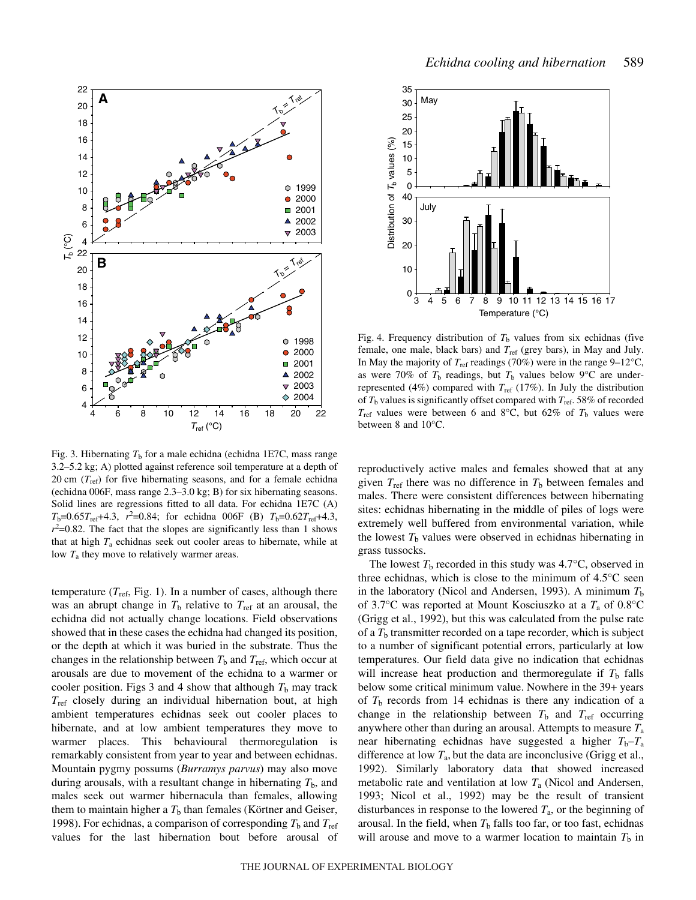Fig. 3. Hibernating $T_b$ for a male echidna (echidna 1E7C, mass range 3.2–5.2 kg; A) plotted against reference soil temperature at a depth of 20 cm ($T_{ref}$) for five hibernating seasons, and for a female echidna (echidna 006F, mass range 2.3–3.0 kg; B) for six hibernating seasons. Solid lines are regressions fitted to all data. For echidna 1E7C (A) $T_b$=0.65$T_{ref}$+4.3, $r^2$=0.84; for echidna 006F (B) $T_b$=0.62$T_{ref}$+4.3, $r^2$=0.82. The fact that the slopes are significantly less than 1 shows that at high $T_a$ echidnas seek out cooler areas to hibernate, while at low $T_a$ they move to relatively warmer areas.

temperature ($T_{ref}$, Fig. 1). In a number of cases, although there was an abrupt change in $T_b$ relative to $T_{ref}$ at an arousal, the echidna did not actually change locations. Field observations showed that in these cases the echidna had changed its position, or the depth at which it was buried in the substrate. Thus the changes in the relationship between $T_b$ and $T_{ref}$, which occur at arousals are due to movement of the echidna to a warmer or cooler position. Figs 3 and 4 show that although $T_b$ may track $T_{ref}$ closely during an individual hibernation bout, at high ambient temperatures echidnas seek out cooler places to hibernate, and at low ambient temperatures they move to warmer places. This behavioural thermoregulation is remarkably consistent from year to year and between echidnas. Mountain pygmy possums (*Burramys parvus*) may also move during arousals, with a resultant change in hibernating $T_b$, and males seek out warmer hibernacula than females, allowing them to maintain higher a $T_b$ than females (Körtner and Geiser, 1998). For echidnas, a comparison of corresponding $T_b$ and $T_{ref}$ values for the last hibernation bout before arousal of

Fig. 4. Frequency distribution of $T_b$ values from six echidnas (five female, one male, black bars) and $T_{ref}$ (grey bars), in May and July. In May the majority of $T_{ref}$ readings (70%) were in the range 9–12°C, as were 70% of $T_b$ readings, but $T_b$ values below 9°C are under-represented (4%) compared with $T_{ref}$ (17%). In July the distribution of $T_b$ values is significantly offset compared with $T_{ref}$. 58% of recorded $T_{ref}$ values were between 6 and 8°C, but 62% of $T_b$ values were between 8 and 10°C.

reproductively active males and females showed that at any given $T_{ref}$ there was no difference in $T_b$ between females and males. There were consistent differences between hibernating sites: echidnas hibernating in the middle of piles of logs were extremely well buffered from environmental variation, while the lowest $T_b$ values were observed in echidnas hibernating in grass tussocks.

The lowest $T_b$ recorded in this study was 4.7°C, observed in three echidnas, which is close to the minimum of 4.5°C seen in the laboratory (Nicol and Andersen, 1993). A minimum $T_b$ of 3.7°C was reported at Mount Kosciuszko at a $T_a$ of 0.8°C (Grigg et al., 1992), but this was calculated from the pulse rate of a $T_b$ transmitter recorded on a tape recorder, which is subject to a number of significant potential errors, particularly at low temperatures. Our field data give no indication that echidnas will increase heat production and thermoregulate if $T_b$ falls below some critical minimum value. Nowhere in the 39+ years of $T_b$ records from 14 echidnas is there any indication of a change in the relationship between $T_b$ and $T_{ref}$ occurring anywhere other than during an arousal. Attempts to measure $T_a$ near hibernating echidnas have suggested a higher $T_b$–$T_a$ difference at low $T_a$, but the data are inconclusive (Grigg et al., 1992). Similarly laboratory data that showed increased metabolic rate and ventilation at low $T_a$ (Nicol and Andersen, 1993; Nicol et al., 1992) may be the result of transient disturbances in response to the lowered $T_a$, or the beginning of arousal. In the field, when $T_b$ falls too far, or too fast, echidnas will arouse and move to a warmer location to maintain $T_b$ in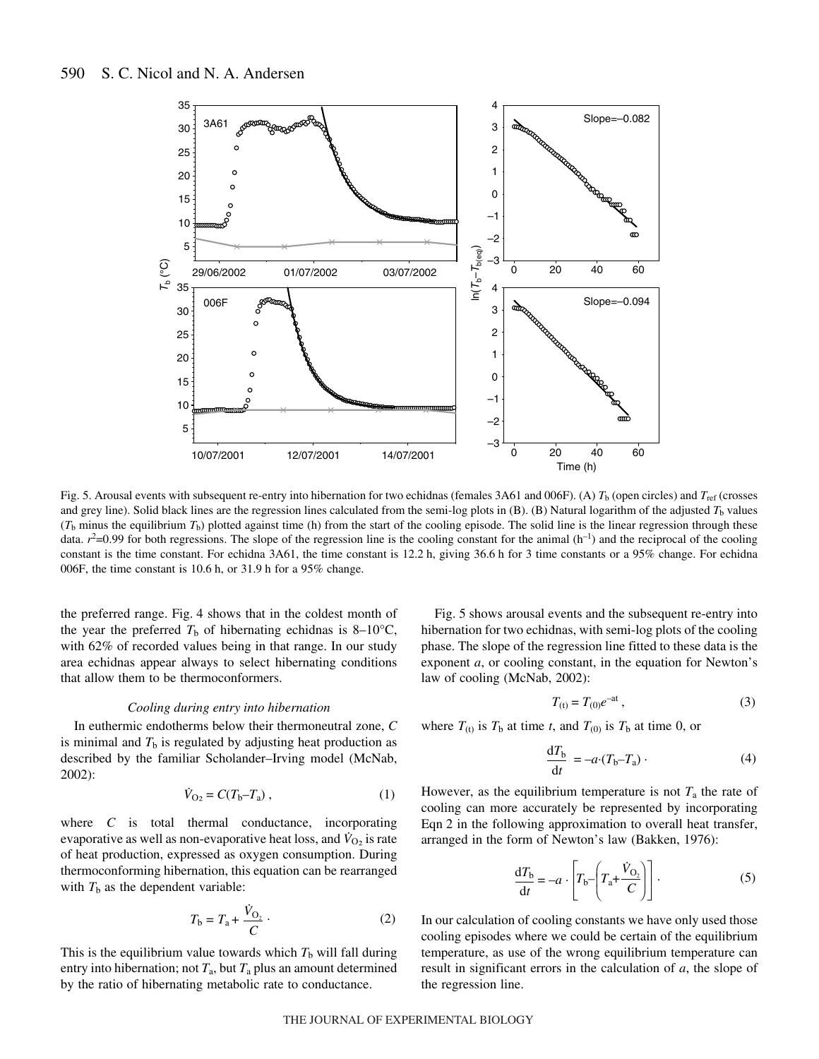Fig. 5. Arousal events with subsequent re-entry into hibernation for two echidnas (females 3A61 and 006F). (A) $T_b$ (open circles) and $T_{ref}$ (crosses and grey line). Solid black lines are the regression lines calculated from the semi-log plots in (B). (B) Natural logarithm of the adjusted $T_b$ values ($T_b$ minus the equilibrium $T_b$) plotted against time (h) from the start of the cooling episode. The solid line is the linear regression through these data. $r^2$=0.99 for both regressions. The slope of the regression line is the cooling constant for the animal (h$^{-1}$) and the reciprocal of the cooling constant is the time constant. For echidna 3A61, the time constant is 12.2 h, giving 36.6 h for 3 time constants or a 95% change. For echidna 006F, the time constant is 10.6 h, or 31.9 h for a 95% change.

the preferred range. Fig. 4 shows that in the coldest month of the year the preferred $T_b$ of hibernating echidnas is 8–10°C, with 62% of recorded values being in that range. In our study area echidnas appear always to select hibernating conditions that allow them to be thermoconformers.

### *Cooling during entry into hibernation*

In euthermic endotherms below their thermoneutral zone, $C$ is minimal and $T_b$ is regulated by adjusting heat production as described by the familiar Scholander–Irving model (McNab, 2002):

$$\dot{V}_{O_2} = C(T_b - T_a)\,, \tag{1}$$

where $C$ is total thermal conductance, incorporating evaporative as well as non-evaporative heat loss, and $\dot{V}_{O_2}$ is rate of heat production, expressed as oxygen consumption. During thermoconforming hibernation, this equation can be rearranged with $T_b$ as the dependent variable:

$$T_b = T_a + \frac{\dot{V}_{O_2}}{C}\,. \tag{2}$$

This is the equilibrium value towards which $T_b$ will fall during entry into hibernation; not $T_a$, but $T_a$ plus an amount determined by the ratio of hibernating metabolic rate to conductance.

Fig. 5 shows arousal events and the subsequent re-entry into hibernation for two echidnas, with semi-log plots of the cooling phase. The slope of the regression line fitted to these data is the exponent $a$, or cooling constant, in the equation for Newton's law of cooling (McNab, 2002):

$$T_{(t)} = T_{(0)}e^{-at}\,, \tag{3}$$

where $T_{(t)}$ is $T_b$ at time $t$, and $T_{(0)}$ is $T_b$ at time 0, or

$$\frac{dT_b}{dt} = -a\cdot(T_b - T_a)\,. \tag{4}$$

However, as the equilibrium temperature is not $T_a$ the rate of cooling can more accurately be represented by incorporating Eqn 2 in the following approximation to overall heat transfer, arranged in the form of Newton's law (Bakken, 1976):

$$\frac{dT_b}{dt} = -a\cdot\left[T_b - \left(T_a + \frac{\dot{V}_{O_2}}{C}\right)\right]. \tag{5}$$

In our calculation of cooling constants we have only used those cooling episodes where we could be certain of the equilibrium temperature, as use of the wrong equilibrium temperature can result in significant errors in the calculation of $a$, the slope of the regression line.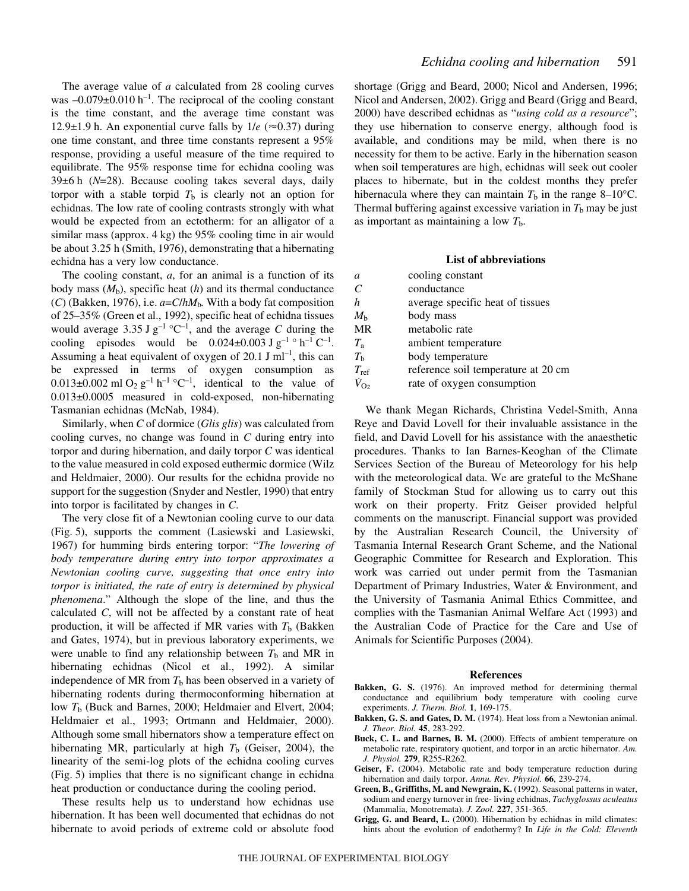The average value of $a$ calculated from 28 cooling curves was $-0.079\pm0.010\ h^{-1}$. The reciprocal of the cooling constant is the time constant, and the average time constant was 12.9±1.9 h. An exponential curve falls by $1/e$ (≈0.37) during one time constant, and three time constants represent a 95% response, providing a useful measure of the time required to equilibrate. The 95% response time for echidna cooling was 39±6 h ($N$=28). Because cooling takes several days, daily torpor with a stable torpid $T_b$ is clearly not an option for echidnas. The low rate of cooling contrasts strongly with what would be expected from an ectotherm: for an alligator of a similar mass (approx. 4 kg) the 95% cooling time in air would be about 3.25 h (Smith, 1976), demonstrating that a hibernating echidna has a very low conductance.

The cooling constant, $a$, for an animal is a function of its body mass ($M_b$), specific heat ($h$) and its thermal conductance ($C$) (Bakken, 1976), i.e. $a=C/hM_b$. With a body fat composition of 25–35% (Green et al., 1992), specific heat of echidna tissues would average $3.35\ J\ g^{-1}\ {}^{\circ}C^{-1}$, and the average $C$ during the cooling episodes would be $0.024\pm0.003\ J\ g^{-1}\ {}^{\circ}\ h^{-1}\ C^{-1}$. Assuming a heat equivalent of oxygen of $20.1\ J\ ml^{-1}$, this can be expressed in terms of oxygen consumption as $0.013\pm0.002\ ml\ O_2\ g^{-1}\ h^{-1}\ {}^{\circ}C^{-1}$, identical to the value of $0.013\pm0.0005$ measured in cold-exposed, non-hibernating Tasmanian echidnas (McNab, 1984).

Similarly, when $C$ of dormice (*Glis glis*) was calculated from cooling curves, no change was found in $C$ during entry into torpor and during hibernation, and daily torpor $C$ was identical to the value measured in cold exposed euthermic dormice (Wilz and Heldmaier, 2000). Our results for the echidna provide no support for the suggestion (Snyder and Nestler, 1990) that entry into torpor is facilitated by changes in $C$.

The very close fit of a Newtonian cooling curve to our data (Fig. 5), supports the comment (Lasiewski and Lasiewski, 1967) for humming birds entering torpor: "*The lowering of body temperature during entry into torpor approximates a Newtonian cooling curve, suggesting that once entry into torpor is initiated, the rate of entry is determined by physical phenomena*." Although the slope of the line, and thus the calculated $C$, will not be affected by a constant rate of heat production, it will be affected if MR varies with $T_b$ (Bakken and Gates, 1974), but in previous laboratory experiments, we were unable to find any relationship between $T_b$ and MR in hibernating echidnas (Nicol et al., 1992). A similar independence of MR from $T_b$ has been observed in a variety of hibernating rodents during thermoconforming hibernation at low $T_b$ (Buck and Barnes, 2000; Heldmaier and Elvert, 2004; Heldmaier et al., 1993; Ortmann and Heldmaier, 2000). Although some small hibernators show a temperature effect on hibernating MR, particularly at high $T_b$ (Geiser, 2004), the linearity of the semi-log plots of the echidna cooling curves (Fig. 5) implies that there is no significant change in echidna heat production or conductance during the cooling period.

These results help us to understand how echidnas use hibernation. It has been well documented that echidnas do not hibernate to avoid periods of extreme cold or absolute food shortage (Grigg and Beard, 2000; Nicol and Andersen, 1996; Nicol and Andersen, 2002). Grigg and Beard (Grigg and Beard, 2000) have described echidnas as "*using cold as a resource*"; they use hibernation to conserve energy, although food is available, and conditions may be mild, when there is no necessity for them to be active. Early in the hibernation season when soil temperatures are high, echidnas will seek out cooler places to hibernate, but in the coldest months they prefer hibernacula where they can maintain $T_b$ in the range 8–10°C. Thermal buffering against excessive variation in $T_b$ may be just as important as maintaining a low $T_b$.

## List of abbreviations

| | |
|---|---|
| $a$ | cooling constant |
| $C$ | conductance |
| $h$ | average specific heat of tissues |
| $M_b$ | body mass |
| MR | metabolic rate |
| $T_a$ | ambient temperature |
| $T_b$ | body temperature |
| $T_{ref}$ | reference soil temperature at 20 cm |
| $\dot{V}_{O_2}$ | rate of oxygen consumption |

We thank Megan Richards, Christina Vedel-Smith, Anna Reye and David Lovell for their invaluable assistance in the field, and David Lovell for his assistance with the anaesthetic procedures. Thanks to Ian Barnes-Keoghan of the Climate Services Section of the Bureau of Meteorology for his help with the meteorological data. We are grateful to the McShane family of Stockman Stud for allowing us to carry out this work on their property. Fritz Geiser provided helpful comments on the manuscript. Financial support was provided by the Australian Research Council, the University of Tasmania Internal Research Grant Scheme, and the National Geographic Committee for Research and Exploration. This work was carried out under permit from the Tasmanian Department of Primary Industries, Water & Environment, and the University of Tasmania Animal Ethics Committee, and complies with the Tasmanian Animal Welfare Act (1993) and the Australian Code of Practice for the Care and Use of Animals for Scientific Purposes (2004).

## References

**Bakken, G. S.** (1976). An improved method for determining thermal conductance and equilibrium body temperature with cooling curve experiments. *J. Therm. Biol.* **1**, 169-175.

**Bakken, G. S. and Gates, D. M.** (1974). Heat loss from a Newtonian animal. *J. Theor. Biol.* **45**, 283-292.

**Buck, C. L. and Barnes, B. M.** (2000). Effects of ambient temperature on metabolic rate, respiratory quotient, and torpor in an arctic hibernator. *Am. J. Physiol.* **279**, R255-R262.

**Geiser, F.** (2004). Metabolic rate and body temperature reduction during hibernation and daily torpor. *Annu. Rev. Physiol.* **66**, 239-274.

**Green, B., Griffiths, M. and Newgrain, K.** (1992). Seasonal patterns in water, sodium and energy turnover in free- living echidnas, *Tachyglossus aculeatus* (Mammalia, Monotremata). *J. Zool.* **227**, 351-365.

**Grigg, G. and Beard, L.** (2000). Hibernation by echidnas in mild climates: hints about the evolution of endothermy? In *Life in the Cold: Eleventh*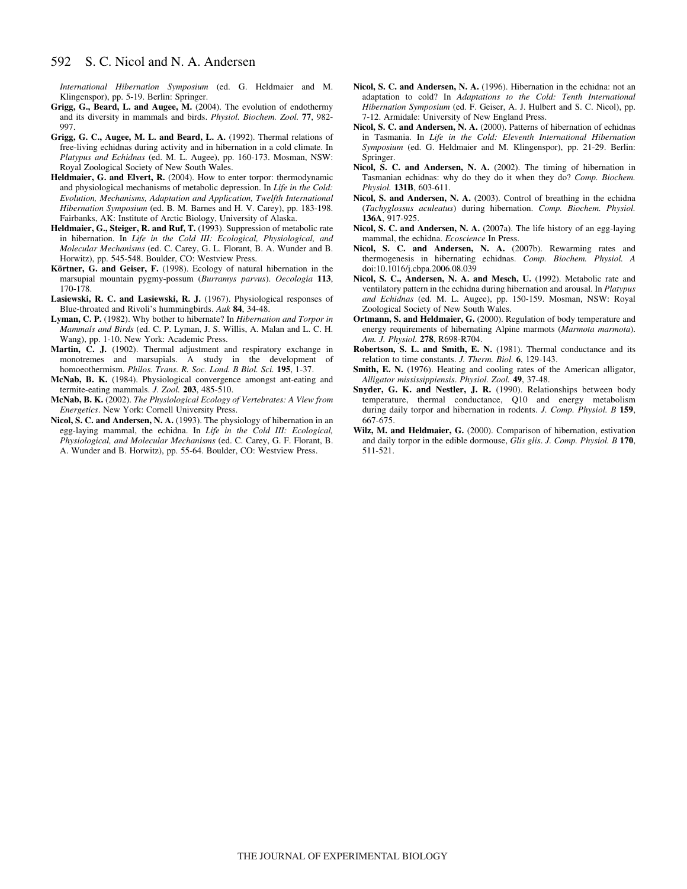International Hibernation Symposium (ed. G. Heldmaier and M. Klingenspor), pp. 5-19. Berlin: Springer.

**Grigg, G., Beard, L. and Augee, M.** (2004). The evolution of endothermy and its diversity in mammals and birds. *Physiol. Biochem. Zool.* **77**, 982-997.

**Grigg, G. C., Augee, M. L. and Beard, L. A.** (1992). Thermal relations of free-living echidnas during activity and in hibernation in a cold climate. In *Platypus and Echidnas* (ed. M. L. Augee), pp. 160-173. Mosman, NSW: Royal Zoological Society of New South Wales.

**Heldmaier, G. and Elvert, R.** (2004). How to enter torpor: thermodynamic and physiological mechanisms of metabolic depression. In *Life in the Cold: Evolution, Mechanisms, Adaptation and Application, Twelfth International Hibernation Symposium* (ed. B. M. Barnes and H. V. Carey), pp. 183-198. Fairbanks, AK: Institute of Arctic Biology, University of Alaska.

**Heldmaier, G., Steiger, R. and Ruf, T.** (1993). Suppression of metabolic rate in hibernation. In *Life in the Cold III: Ecological, Physiological, and Molecular Mechanisms* (ed. C. Carey, G. L. Florant, B. A. Wunder and B. Horwitz), pp. 545-548. Boulder, CO: Westview Press.

**Körtner, G. and Geiser, F.** (1998). Ecology of natural hibernation in the marsupial mountain pygmy-possum (*Burramys parvus*). *Oecologia* **113**, 170-178.

**Lasiewski, R. C. and Lasiewski, R. J.** (1967). Physiological responses of Blue-throated and Rivoli's hummingbirds. *Auk* **84**, 34-48.

**Lyman, C. P.** (1982). Why bother to hibernate? In *Hibernation and Torpor in Mammals and Birds* (ed. C. P. Lyman, J. S. Willis, A. Malan and L. C. H. Wang), pp. 1-10. New York: Academic Press.

**Martin, C. J.** (1902). Thermal adjustment and respiratory exchange in monotremes and marsupials. A study in the development of homoeothermism. *Philos. Trans. R. Soc. Lond. B Biol. Sci.* **195**, 1-37.

**McNab, B. K.** (1984). Physiological convergence amongst ant-eating and termite-eating mammals. *J. Zool.* **203**, 485-510.

**McNab, B. K.** (2002). *The Physiological Ecology of Vertebrates: A View from Energetics*. New York: Cornell University Press.

**Nicol, S. C. and Andersen, N. A.** (1993). The physiology of hibernation in an egg-laying mammal, the echidna. In *Life in the Cold III: Ecological, Physiological, and Molecular Mechanisms* (ed. C. Carey, G. F. Florant, B. A. Wunder and B. Horwitz), pp. 55-64. Boulder, CO: Westview Press.

**Nicol, S. C. and Andersen, N. A.** (1996). Hibernation in the echidna: not an adaptation to cold? In *Adaptations to the Cold: Tenth International Hibernation Symposium* (ed. F. Geiser, A. J. Hulbert and S. C. Nicol), pp. 7-12. Armidale: University of New England Press.

**Nicol, S. C. and Andersen, N. A.** (2000). Patterns of hibernation of echidnas in Tasmania. In *Life in the Cold: Eleventh International Hibernation Symposium* (ed. G. Heldmaier and M. Klingenspor), pp. 21-29. Berlin: Springer.

**Nicol, S. C. and Andersen, N. A.** (2002). The timing of hibernation in Tasmanian echidnas: why do they do it when they do? *Comp. Biochem. Physiol.* **131B**, 603-611.

**Nicol, S. and Andersen, N. A.** (2003). Control of breathing in the echidna (*Tachyglossus aculeatus*) during hibernation. *Comp. Biochem. Physiol.* **136A**, 917-925.

**Nicol, S. C. and Andersen, N. A.** (2007a). The life history of an egg-laying mammal, the echidna. *Ecoscience* In Press.

**Nicol, S. C. and Andersen, N. A.** (2007b). Rewarming rates and thermogenesis in hibernating echidnas. *Comp. Biochem. Physiol. A* doi:10.1016/j.cbpa.2006.08.039

**Nicol, S. C., Andersen, N. A. and Mesch, U.** (1992). Metabolic rate and ventilatory pattern in the echidna during hibernation and arousal. In *Platypus and Echidnas* (ed. M. L. Augee), pp. 150-159. Mosman, NSW: Royal Zoological Society of New South Wales.

**Ortmann, S. and Heldmaier, G.** (2000). Regulation of body temperature and energy requirements of hibernating Alpine marmots (*Marmota marmota*). *Am. J. Physiol.* **278**, R698-R704.

**Robertson, S. L. and Smith, E. N.** (1981). Thermal conductance and its relation to time constants. *J. Therm. Biol.* **6**, 129-143.

**Smith, E. N.** (1976). Heating and cooling rates of the American alligator, *Alligator mississippiensis*. *Physiol. Zool.* **49**, 37-48.

**Snyder, G. K. and Nestler, J. R.** (1990). Relationships between body temperature, thermal conductance, Q10 and energy metabolism during daily torpor and hibernation in rodents. *J. Comp. Physiol. B* **159**, 667-675.

**Wilz, M. and Heldmaier, G.** (2000). Comparison of hibernation, estivation and daily torpor in the edible dormouse, *Glis glis*. *J. Comp. Physiol. B* **170**, 511-521.